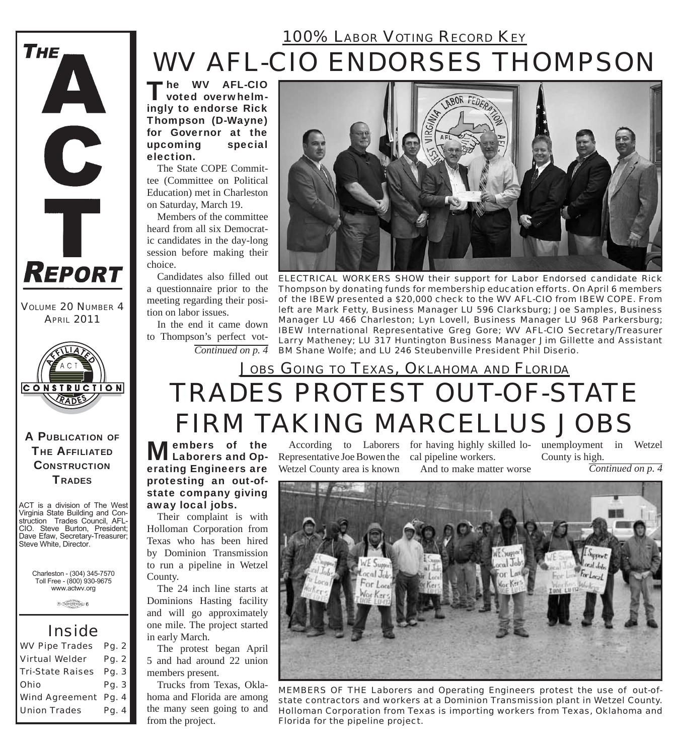# THE ACT REPORT

VOLUME 20 NUMBER 4
APRIL 2011

**A PUBLICATION OF THE AFFILIATED CONSTRUCTION TRADES**

ACT is a division of The West Virginia State Building and Construction Trades Council, AFL-CIO. Steve Burton, President; Dave Efaw, Secretary-Treasurer; Steve White, Director.

Charleston - (304) 345-7570
Toll Free - (800) 930-9675
www.actwv.org

## Inside

| | |
|---|---|
| WV Pipe Trades | Pg. 2 |
| Virtual Welder | Pg. 2 |
| Tri-State Raises | Pg. 3 |
| Ohio | Pg. 3 |
| Wind Agreement | Pg. 4 |
| Union Trades | Pg. 4 |

### 100% LABOR VOTING RECORD KEY

# WV AFL-CIO ENDORSES THOMPSON

**The WV AFL-CIO voted overwhelmingly to endorse Rick Thompson (D-Wayne) for Governor at the upcoming special election.**

The State COPE Committee (Committee on Political Education) met in Charleston on Saturday, March 19.

Members of the committee heard from all six Democratic candidates in the day-long session before making their choice.

Candidates also filled out a questionnaire prior to the meeting regarding their position on labor issues.

In the end it came down to Thompson's perfect vot-

*Continued on p. 4*

ELECTRICAL WORKERS SHOW their support for Labor Endorsed candidate Rick Thompson by donating funds for membership education efforts. On April 6 members of the IBEW presented a $20,000 check to the WV AFL-CIO from IBEW COPE. From left are Mark Fetty, Business Manager LU 596 Clarksburg; Joe Samples, Business Manager LU 466 Charleston; Lyn Lovell, Business Manager LU 968 Parkersburg; IBEW International Representative Greg Gore; WV AFL-CIO Secretary/Treasurer Larry Matheney; LU 317 Huntington Business Manager Jim Gillette and Assistant BM Shane Wolfe; and LU 246 Steubenville President Phil Diserio.

### JOBS GOING TO TEXAS, OKLAHOMA AND FLORIDA

# TRADES PROTEST OUT-OF-STATE FIRM TAKING MARCELLUS JOBS

**Members of the Laborers and Operating Engineers are protesting an out-of-state company giving away local jobs.**

Their complaint is with Holloman Corporation from Texas who has been hired by Dominion Transmission to run a pipeline in Wetzel County.

The 24 inch line starts at Dominions Hasting facility and will go approximately one mile. The project started in early March.

The protest began April 5 and had around 22 union members present.

Trucks from Texas, Oklahoma and Florida are among the many seen going to and from the project.

According to Laborers Representative Joe Bowen the Wetzel County area is known for having highly skilled local pipeline workers.

And to make matter worse unemployment in Wetzel County is high.

*Continued on p. 4*

MEMBERS OF THE Laborers and Operating Engineers protest the use of out-of-state contractors and workers at a Dominion Transmission plant in Wetzel County. Holloman Corporation from Texas is importing workers from Texas, Oklahoma and Florida for the pipeline project.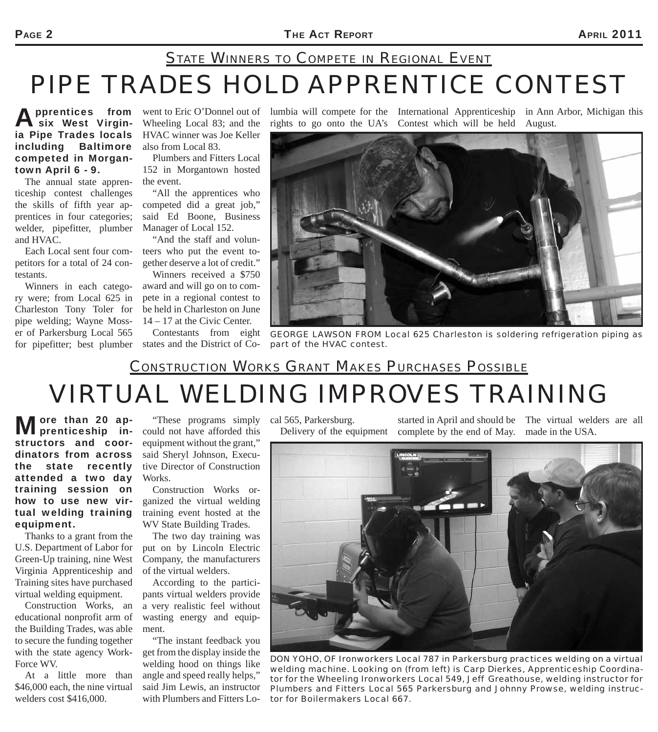## State Winners to Compete in Regional Event

# PIPE TRADES HOLD APPRENTICE CONTEST

**Apprentices from six West Virginia Pipe Trades locals including Baltimore competed in Morgantown April 6 - 9.**

The annual state apprenticeship contest challenges the skills of fifth year apprentices in four categories; welder, pipefitter, plumber and HVAC.

Each Local sent four competitors for a total of 24 contestants.

Winners in each category were; from Local 625 in Charleston Tony Toler for pipe welding; Wayne Mosser of Parkersburg Local 565 for pipefitter; best plumber went to Eric O'Donnel out of Wheeling Local 83; and the HVAC winner was Joe Keller also from Local 83.

Plumbers and Fitters Local 152 in Morgantown hosted the event.

"All the apprentices who competed did a great job," said Ed Boone, Business Manager of Local 152.

"And the staff and volunteers who put the event together deserve a lot of credit."

Winners received a $750 award and will go on to compete in a regional contest to be held in Charleston on June 14 – 17 at the Civic Center.

Contestants from eight states and the District of Columbia will compete for the rights to go onto the UA's International Apprenticeship Contest which will be held in Ann Arbor, Michigan this August.

GEORGE LAWSON FROM Local 625 Charleston is soldering refrigeration piping as part of the HVAC contest.

## Construction Works Grant Makes Purchases Possible

# VIRTUAL WELDING IMPROVES TRAINING

**More than 20 apprenticeship instructors and coordinators from across the state recently attended a two day training session on how to use new virtual welding training equipment.**

Thanks to a grant from the U.S. Department of Labor for Green-Up training, nine West Virginia Apprenticeship and Training sites have purchased virtual welding equipment.

Construction Works, an educational nonprofit arm of the Building Trades, was able to secure the funding together with the state agency WorkForce WV.

At a little more than $46,000 each, the nine virtual welders cost $416,000.

"These programs simply could not have afforded this equipment without the grant," said Sheryl Johnson, Executive Director of Construction Works.

Construction Works organized the virtual welding training event hosted at the WV State Building Trades.

The two day training was put on by Lincoln Electric Company, the manufacturers of the virtual welders.

According to the participants virtual welders provide a very realistic feel without wasting energy and equipment.

"The instant feedback you get from the display inside the welding hood on things like angle and speed really helps," said Jim Lewis, an instructor with Plumbers and Fitters Local 565, Parkersburg.

Delivery of the equipment started in April and should be complete by the end of May.

The virtual welders are all made in the USA.

DON YOHO, OF Ironworkers Local 787 in Parkersburg practices welding on a virtual welding machine. Looking on (from left) is Carp Dierkes, Apprenticeship Coordinator for the Wheeling Ironworkers Local 549, Jeff Greathouse, welding instructor for Plumbers and Fitters Local 565 Parkersburg and Johnny Prowse, welding instructor for Boilermakers Local 667.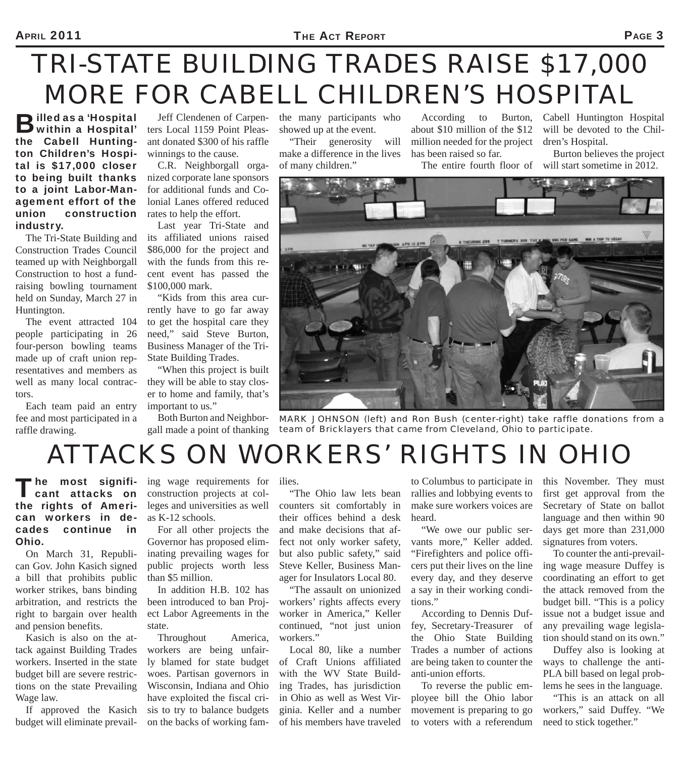# TRI-STATE BUILDING TRADES RAISE $17,000 MORE FOR CABELL CHILDREN'S HOSPITAL

**Billed as a 'Hospital within a Hospital' the Cabell Huntington Children's Hospital is $17,000 closer to being built thanks to a joint Labor-Management effort of the union construction industry.**

The Tri-State Building and Construction Trades Council teamed up with Neighborgall Construction to host a fundraising bowling tournament held on Sunday, March 27 in Huntington.

The event attracted 104 people participating in 26 four-person bowling teams made up of craft union representatives and members as well as many local contractors.

Each team paid an entry fee and most participated in a raffle drawing.

Jeff Clendenen of Carpenters Local 1159 Point Pleasant donated $300 of his raffle winnings to the cause.

C.R. Neighborgall organized corporate lane sponsors for additional funds and Colonial Lanes offered reduced rates to help the effort.

Last year Tri-State and its affiliated unions raised $86,000 for the project and with the funds from this recent event has passed the $100,000 mark.

"Kids from this area currently have to go far away to get the hospital care they need," said Steve Burton, Business Manager of the Tri-State Building Trades.

"When this project is built they will be able to stay closer to home and family, that's important to us."

Both Burton and Neighborgall made a point of thanking the many participants who showed up at the event.

"Their generosity will make a difference in the lives of many children."

According to Burton, about $10 million of the $12 million needed for the project has been raised so far.

The entire fourth floor of Cabell Huntington Hospital will be devoted to the Children's Hospital.

Burton believes the project will start sometime in 2012.

MARK JOHNSON (left) and Ron Bush (center-right) take raffle donations from a team of Bricklayers that came from Cleveland, Ohio to participate.

# ATTACKS ON WORKERS' RIGHTS IN OHIO

**The most significant attacks on the rights of American workers in decades continue in Ohio.**

On March 31, Republican Gov. John Kasich signed a bill that prohibits public worker strikes, bans binding arbitration, and restricts the right to bargain over health and pension benefits.

Kasich is also on the attack against Building Trades workers. Inserted in the state budget bill are severe restrictions on the state Prevailing Wage law.

If approved the Kasich budget will eliminate prevailing wage requirements for construction projects at colleges and universities as well as K-12 schools.

For all other projects the Governor has proposed eliminating prevailing wages for public projects worth less than $5 million.

In addition H.B. 102 has been introduced to ban Project Labor Agreements in the state.

Throughout America, workers are being unfairly blamed for state budget woes. Partisan governors in Wisconsin, Indiana and Ohio have exploited the fiscal crisis to try to balance budgets on the backs of working families.

"The Ohio law lets bean counters sit comfortably in their offices behind a desk and make decisions that affect not only worker safety, but also public safety," said Steve Keller, Business Manager for Insulators Local 80.

"The assault on unionized workers' rights affects every worker in America," Keller continued, "not just union workers."

Local 80, like a number of Craft Unions affiliated with the WV State Building Trades, has jurisdiction in Ohio as well as West Virginia. Keller and a number of his members have traveled to Columbus to participate in rallies and lobbying events to make sure workers voices are heard.

"We owe our public servants more," Keller added. "Firefighters and police officers put their lives on the line every day, and they deserve a say in their working conditions."

According to Dennis Duffey, Secretary-Treasurer of the Ohio State Building Trades a number of actions are being taken to counter the anti-union efforts.

To reverse the public employee bill the Ohio labor movement is preparing to go to voters with a referendum this November. They must first get approval from the Secretary of State on ballot language and then within 90 days get more than 231,000 signatures from voters.

To counter the anti-prevailing wage measure Duffey is coordinating an effort to get the attack removed from the budget bill. "This is a policy issue not a budget issue and any prevailing wage legislation should stand on its own."

Duffey also is looking at ways to challenge the anti-PLA bill based on legal problems he sees in the language.

"This is an attack on all workers," said Duffey. "We need to stick together."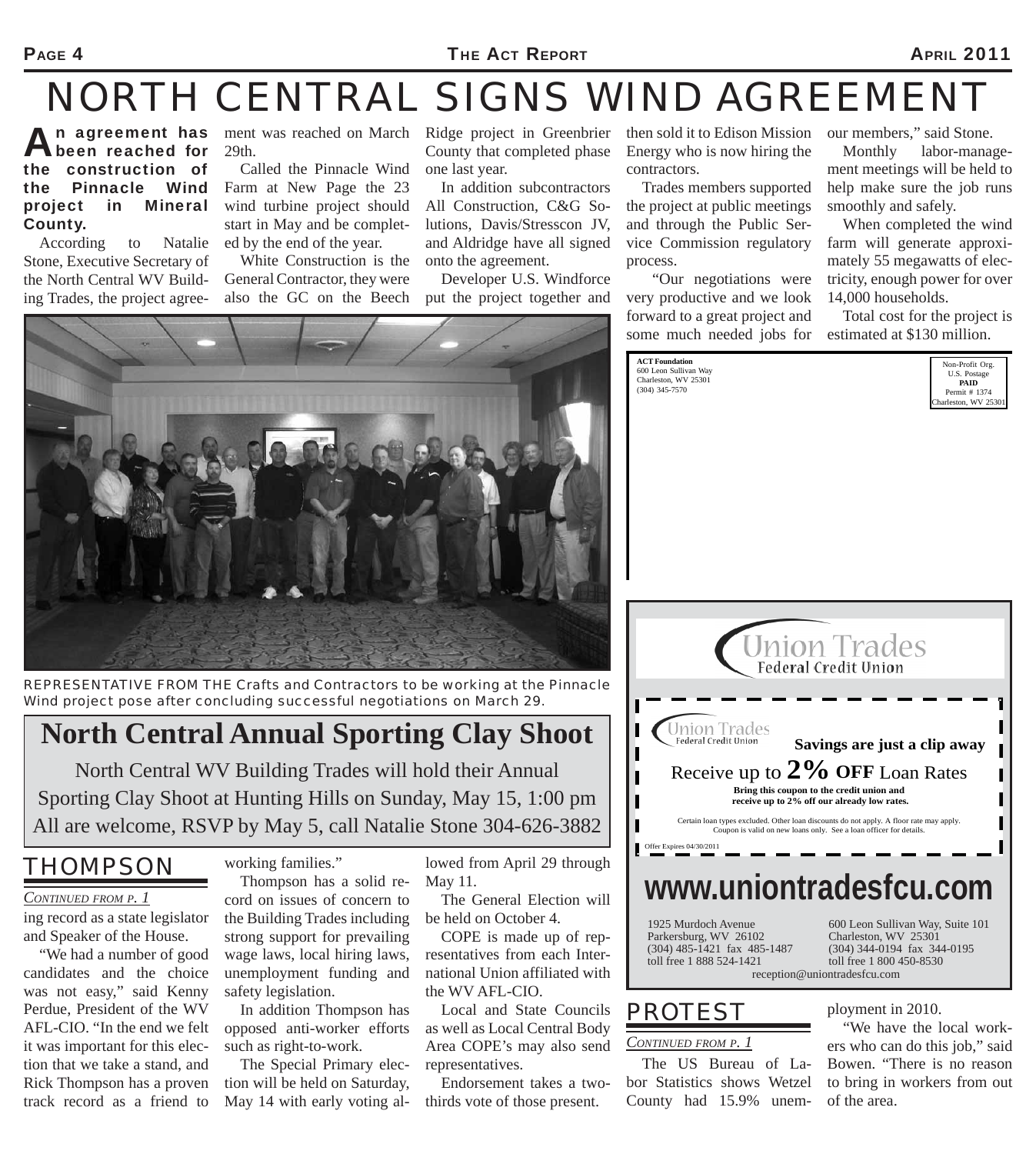# NORTH CENTRAL SIGNS WIND AGREEMENT

**An agreement has been reached for the construction of the Pinnacle Wind project in Mineral County.**

According to Natalie Stone, Executive Secretary of the North Central WV Building Trades, the project agreement was reached on March 29th.

Called the Pinnacle Wind Farm at New Page the 23 wind turbine project should start in May and be completed by the end of the year.

White Construction is the General Contractor, they were also the GC on the Beech Ridge project in Greenbrier County that completed phase one last year.

In addition subcontractors All Construction, C&G Solutions, Davis/Stresscon JV, and Aldridge have all signed onto the agreement.

Developer U.S. Windforce put the project together and then sold it to Edison Mission Energy who is now hiring the contractors.

Trades members supported the project at public meetings and through the Public Service Commission regulatory process.

"Our negotiations were very productive and we look forward to a great project and some much needed jobs for our members," said Stone.

Monthly labor-management meetings will be held to help make sure the job runs smoothly and safely.

When completed the wind farm will generate approximately 55 megawatts of electricity, enough power for over 14,000 households.

Total cost for the project is estimated at $130 million.

REPRESENTATIVE FROM THE Crafts and Contractors to be working at the Pinnacle Wind project pose after concluding successful negotiations on March 29.

## North Central Annual Sporting Clay Shoot

North Central WV Building Trades will hold their Annual Sporting Clay Shoot at Hunting Hills on Sunday, May 15, 1:00 pm
All are welcome, RSVP by May 5, call Natalie Stone 304-626-3882

## THOMPSON

*CONTINUED FROM P. 1*

ing record as a state legislator and Speaker of the House.

"We had a number of good candidates and the choice was not easy," said Kenny Perdue, President of the WV AFL-CIO. "In the end we felt it was important for this election that we take a stand, and Rick Thompson has a proven track record as a friend to working families."

Thompson has a solid record on issues of concern to the Building Trades including strong support for prevailing wage laws, local hiring laws, unemployment funding and safety legislation.

In addition Thompson has opposed anti-worker efforts such as right-to-work.

The Special Primary election will be held on Saturday, May 14 with early voting allowed from April 29 through May 11.

The General Election will be held on October 4.

COPE is made up of representatives from each International Union affiliated with the WV AFL-CIO.

Local and State Councils as well as Local Central Body Area COPE's may also send representatives.

Endorsement takes a two-thirds vote of those present.

**ACT Foundation**
600 Leon Sullivan Way
Charleston, WV 25301
(304) 345-7570

Non-Profit Org.
U.S. Postage
**PAID**
Permit # 1374
Charleston, WV 25301

Union Trades
Federal Credit Union

Union Trades Federal Credit Union

**Savings are just a clip away**

Receive up to **2% OFF** Loan Rates

**Bring this coupon to the credit union and receive up to 2% off our already low rates.**

Certain loan types excluded. Other loan discounts do not apply. A floor rate may apply. Coupon is valid on new loans only. See a loan officer for details.

Offer Expires 04/30/2011

**www.uniontradesfcu.com**

1925 Murdoch Avenue
Parkersburg, WV 26102
(304) 485-1421 fax 485-1487
toll free 1 888 524-1421

600 Leon Sullivan Way, Suite 101
Charleston, WV 25301
(304) 344-0194 fax 344-0195
toll free 1 800 450-8530

reception@uniontradesfcu.com

## PROTEST

*CONTINUED FROM P. 1*

The US Bureau of Labor Statistics shows Wetzel County had 15.9% unemployment in 2010.

"We have the local workers who can do this job," said Bowen. "There is no reason to bring in workers from out of the area.